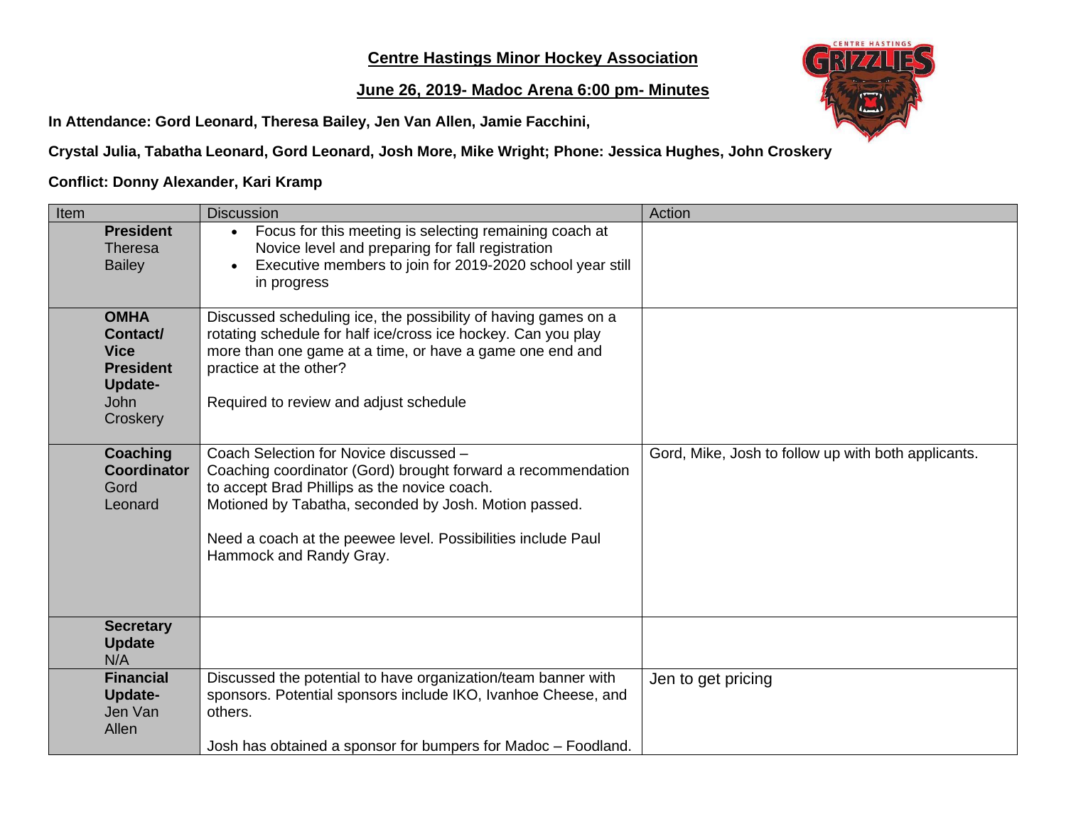**Centre Hastings Minor Hockey Association**

**June 26, 2019- Madoc Arena 6:00 pm- Minutes**

**In Attendance: Gord Leonard, Theresa Bailey, Jen Van Allen, Jamie Facchini,**

**Crystal Julia, Tabatha Leonard, Gord Leonard, Josh More, Mike Wright; Phone: Jessica Hughes, John Croskery**

**Conflict: Donny Alexander, Kari Kramp**

| Item | Discussion | Action |
|---|---|---|
| **President** Theresa Bailey | • Focus for this meeting is selecting remaining coach at Novice level and preparing for fall registration<br>• Executive members to join for 2019-2020 school year still in progress | |
| **OMHA Contact/ Vice President Update-** John Croskery | Discussed scheduling ice, the possibility of having games on a rotating schedule for half ice/cross ice hockey. Can you play more than one game at a time, or have a game one end and practice at the other?<br><br>Required to review and adjust schedule | |
| **Coaching Coordinator** Gord Leonard | Coach Selection for Novice discussed – Coaching coordinator (Gord) brought forward a recommendation to accept Brad Phillips as the novice coach. Motioned by Tabatha, seconded by Josh. Motion passed.<br><br>Need a coach at the peewee level. Possibilities include Paul Hammock and Randy Gray. | Gord, Mike, Josh to follow up with both applicants. |
| **Secretary Update** N/A | | |
| **Financial Update-** Jen Van Allen | Discussed the potential to have organization/team banner with sponsors. Potential sponsors include IKO, Ivanhoe Cheese, and others.<br><br>Josh has obtained a sponsor for bumpers for Madoc – Foodland. | Jen to get pricing |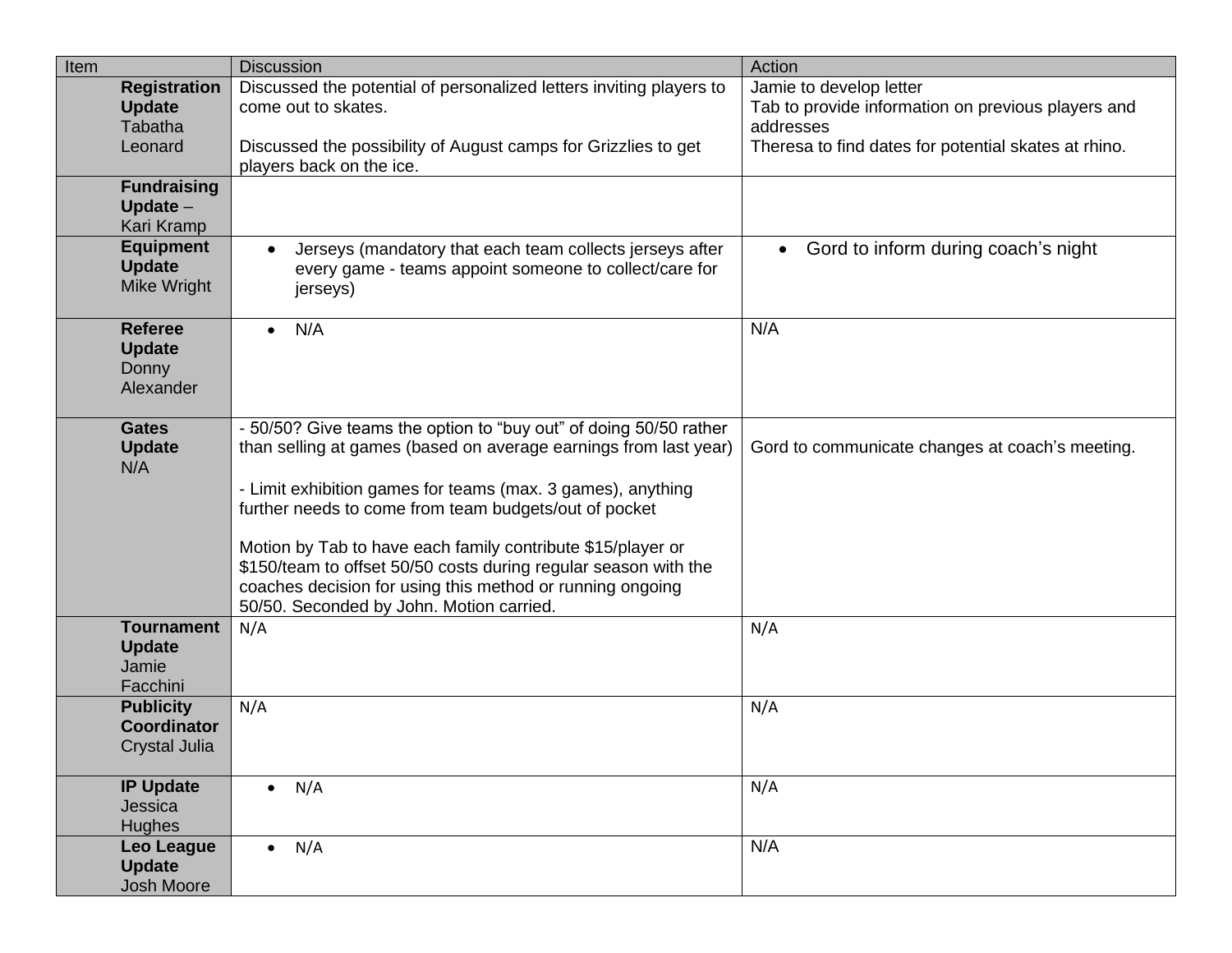| Item | Discussion | Action |
|---|---|---|
| **Registration Update** Tabatha Leonard | Discussed the potential of personalized letters inviting players to come out to skates.<br><br>Discussed the possibility of August camps for Grizzlies to get players back on the ice. | Jamie to develop letter<br>Tab to provide information on previous players and addresses<br>Theresa to find dates for potential skates at rhino. |
| **Fundraising Update** – Kari Kramp | | |
| **Equipment Update** Mike Wright | • Jerseys (mandatory that each team collects jerseys after every game - teams appoint someone to collect/care for jerseys) | • Gord to inform during coach's night |
| **Referee Update** Donny Alexander | • N/A | N/A |
| **Gates Update** N/A | - 50/50? Give teams the option to "buy out" of doing 50/50 rather than selling at games (based on average earnings from last year)<br><br>- Limit exhibition games for teams (max. 3 games), anything further needs to come from team budgets/out of pocket<br><br>Motion by Tab to have each family contribute $15/player or $150/team to offset 50/50 costs during regular season with the coaches decision for using this method or running ongoing 50/50. Seconded by John. Motion carried. | Gord to communicate changes at coach's meeting. |
| **Tournament Update** Jamie Facchini | N/A | N/A |
| **Publicity Coordinator** Crystal Julia | N/A | N/A |
| **IP Update** Jessica Hughes | • N/A | N/A |
| **Leo League Update** Josh Moore | • N/A | N/A |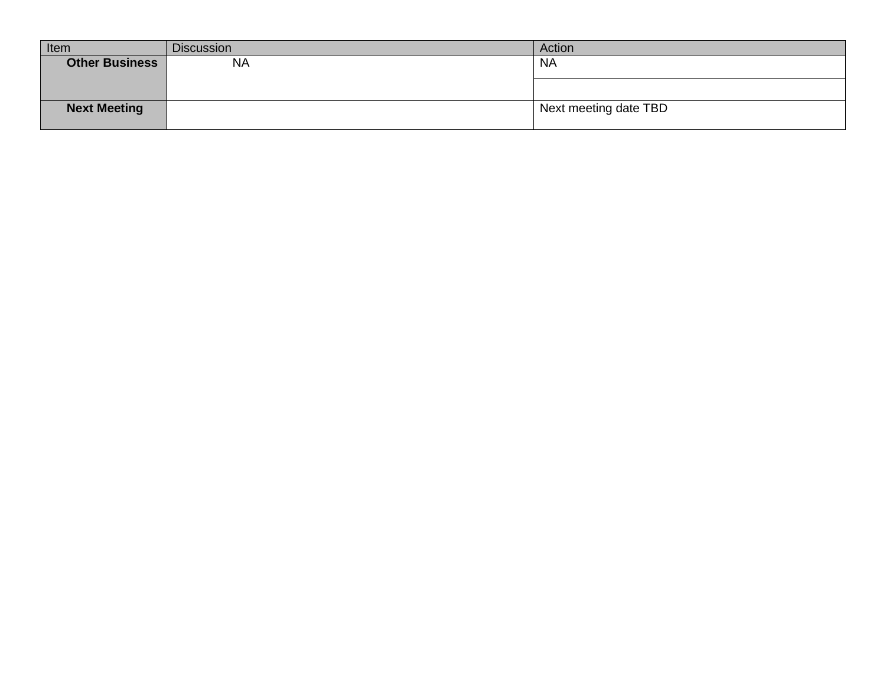| Item | Discussion | Action |
|---|---|---|
| **Other Business** | NA | NA |
| | | |
| **Next Meeting** | | Next meeting date TBD |